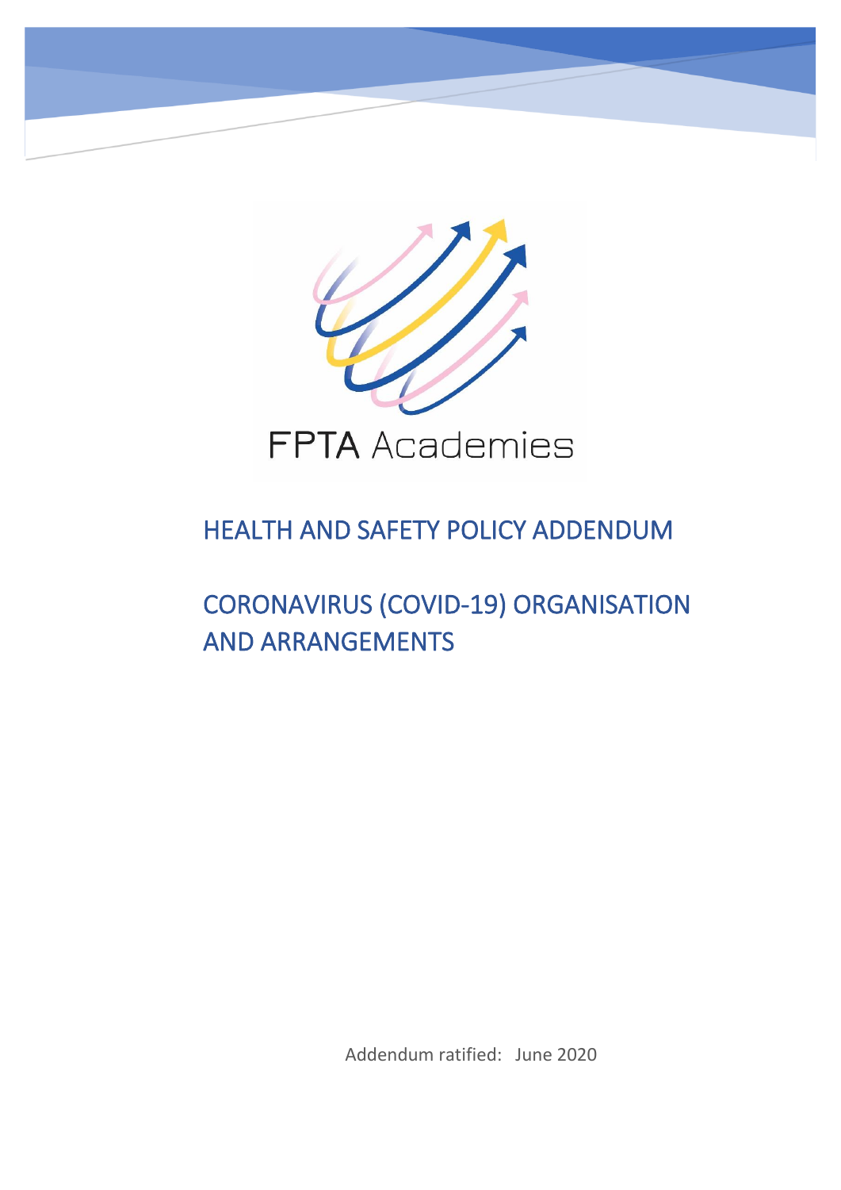FPTA Academies

# HEALTH AND SAFETY POLICY ADDENDUM

# CORONAVIRUS (COVID-19) ORGANISATION AND ARRANGEMENTS

Addendum ratified: June 2020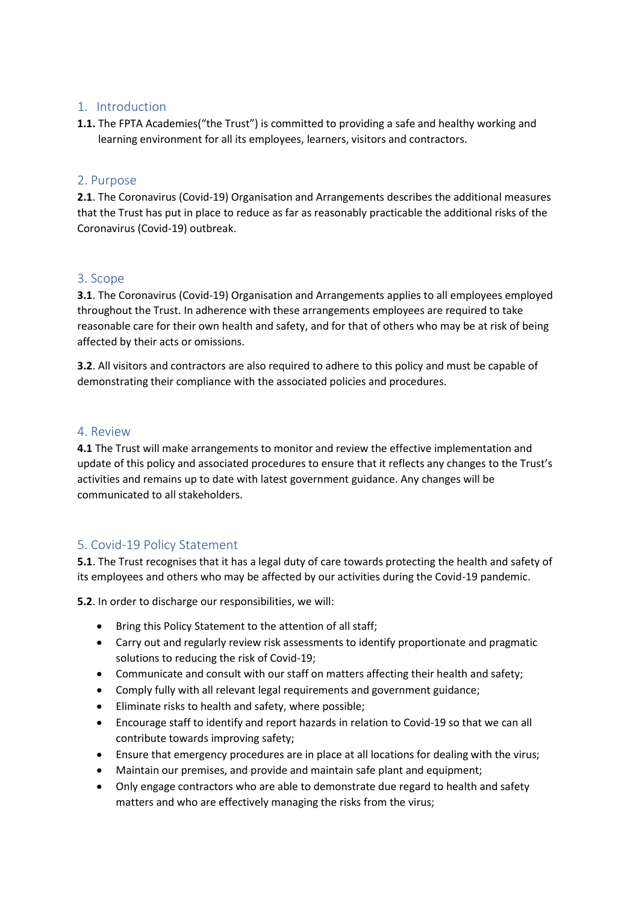## 1. Introduction

**1.1.** The FPTA Academies("the Trust") is committed to providing a safe and healthy working and learning environment for all its employees, learners, visitors and contractors.

## 2. Purpose

**2.1**. The Coronavirus (Covid-19) Organisation and Arrangements describes the additional measures that the Trust has put in place to reduce as far as reasonably practicable the additional risks of the Coronavirus (Covid-19) outbreak.

## 3. Scope

**3.1**. The Coronavirus (Covid-19) Organisation and Arrangements applies to all employees employed throughout the Trust. In adherence with these arrangements employees are required to take reasonable care for their own health and safety, and for that of others who may be at risk of being affected by their acts or omissions.

**3.2**. All visitors and contractors are also required to adhere to this policy and must be capable of demonstrating their compliance with the associated policies and procedures.

## 4. Review

**4.1** The Trust will make arrangements to monitor and review the effective implementation and update of this policy and associated procedures to ensure that it reflects any changes to the Trust's activities and remains up to date with latest government guidance. Any changes will be communicated to all stakeholders.

## 5. Covid-19 Policy Statement

**5.1**. The Trust recognises that it has a legal duty of care towards protecting the health and safety of its employees and others who may be affected by our activities during the Covid-19 pandemic.

**5.2**. In order to discharge our responsibilities, we will:

- Bring this Policy Statement to the attention of all staff;
- Carry out and regularly review risk assessments to identify proportionate and pragmatic solutions to reducing the risk of Covid-19;
- Communicate and consult with our staff on matters affecting their health and safety;
- Comply fully with all relevant legal requirements and government guidance;
- Eliminate risks to health and safety, where possible;
- Encourage staff to identify and report hazards in relation to Covid-19 so that we can all contribute towards improving safety;
- Ensure that emergency procedures are in place at all locations for dealing with the virus;
- Maintain our premises, and provide and maintain safe plant and equipment;
- Only engage contractors who are able to demonstrate due regard to health and safety matters and who are effectively managing the risks from the virus;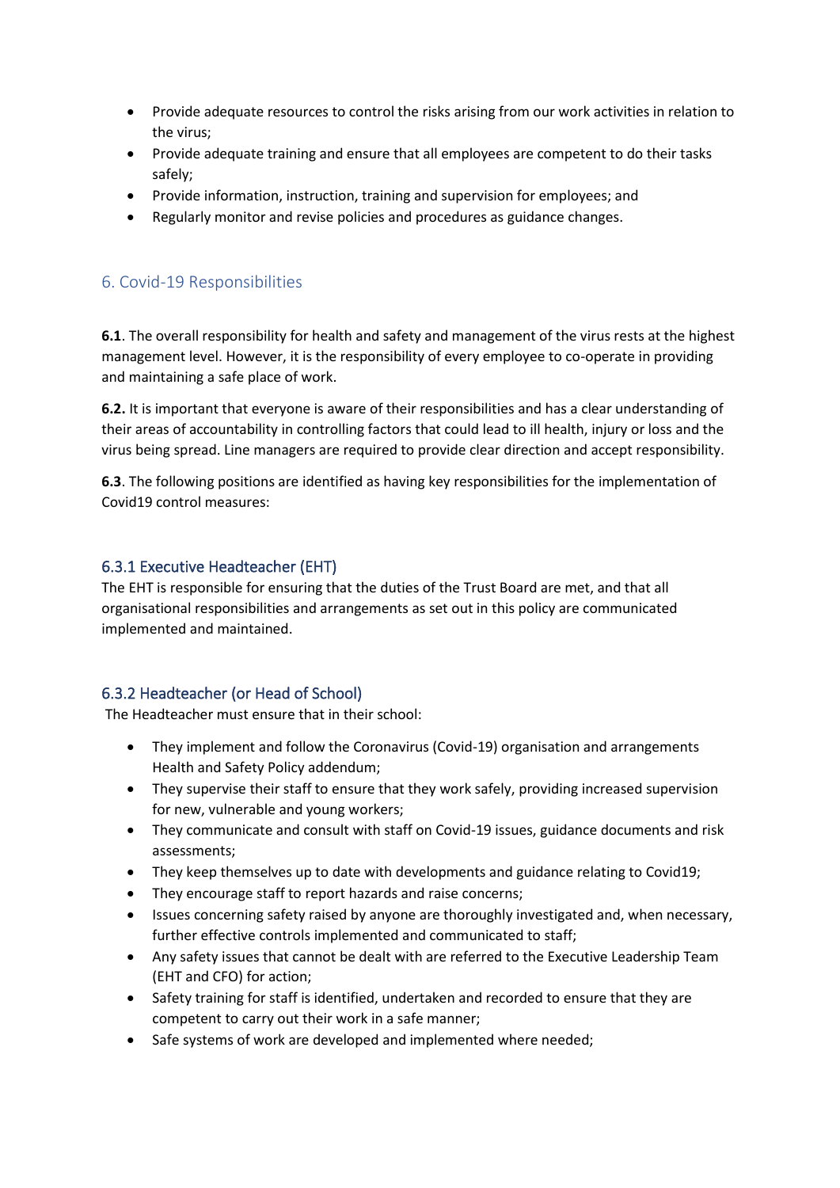- Provide adequate resources to control the risks arising from our work activities in relation to the virus;
- Provide adequate training and ensure that all employees are competent to do their tasks safely;
- Provide information, instruction, training and supervision for employees; and
- Regularly monitor and revise policies and procedures as guidance changes.

## 6. Covid-19 Responsibilities

**6.1**. The overall responsibility for health and safety and management of the virus rests at the highest management level. However, it is the responsibility of every employee to co-operate in providing and maintaining a safe place of work.

**6.2.** It is important that everyone is aware of their responsibilities and has a clear understanding of their areas of accountability in controlling factors that could lead to ill health, injury or loss and the virus being spread. Line managers are required to provide clear direction and accept responsibility.

**6.3**. The following positions are identified as having key responsibilities for the implementation of Covid19 control measures:

### 6.3.1 Executive Headteacher (EHT)

The EHT is responsible for ensuring that the duties of the Trust Board are met, and that all organisational responsibilities and arrangements as set out in this policy are communicated implemented and maintained.

### 6.3.2 Headteacher (or Head of School)

The Headteacher must ensure that in their school:

- They implement and follow the Coronavirus (Covid-19) organisation and arrangements Health and Safety Policy addendum;
- They supervise their staff to ensure that they work safely, providing increased supervision for new, vulnerable and young workers;
- They communicate and consult with staff on Covid-19 issues, guidance documents and risk assessments;
- They keep themselves up to date with developments and guidance relating to Covid19;
- They encourage staff to report hazards and raise concerns;
- Issues concerning safety raised by anyone are thoroughly investigated and, when necessary, further effective controls implemented and communicated to staff;
- Any safety issues that cannot be dealt with are referred to the Executive Leadership Team (EHT and CFO) for action;
- Safety training for staff is identified, undertaken and recorded to ensure that they are competent to carry out their work in a safe manner;
- Safe systems of work are developed and implemented where needed;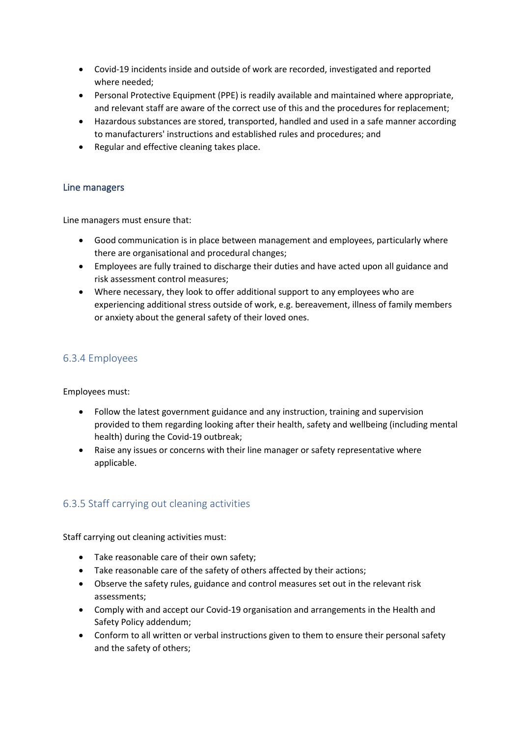- Covid-19 incidents inside and outside of work are recorded, investigated and reported where needed;
- Personal Protective Equipment (PPE) is readily available and maintained where appropriate, and relevant staff are aware of the correct use of this and the procedures for replacement;
- Hazardous substances are stored, transported, handled and used in a safe manner according to manufacturers' instructions and established rules and procedures; and
- Regular and effective cleaning takes place.

#### Line managers

Line managers must ensure that:

- Good communication is in place between management and employees, particularly where there are organisational and procedural changes;
- Employees are fully trained to discharge their duties and have acted upon all guidance and risk assessment control measures;
- Where necessary, they look to offer additional support to any employees who are experiencing additional stress outside of work, e.g. bereavement, illness of family members or anxiety about the general safety of their loved ones.

### 6.3.4 Employees

Employees must:

- Follow the latest government guidance and any instruction, training and supervision provided to them regarding looking after their health, safety and wellbeing (including mental health) during the Covid-19 outbreak;
- Raise any issues or concerns with their line manager or safety representative where applicable.

### 6.3.5 Staff carrying out cleaning activities

Staff carrying out cleaning activities must:

- Take reasonable care of their own safety;
- Take reasonable care of the safety of others affected by their actions;
- Observe the safety rules, guidance and control measures set out in the relevant risk assessments;
- Comply with and accept our Covid-19 organisation and arrangements in the Health and Safety Policy addendum;
- Conform to all written or verbal instructions given to them to ensure their personal safety and the safety of others;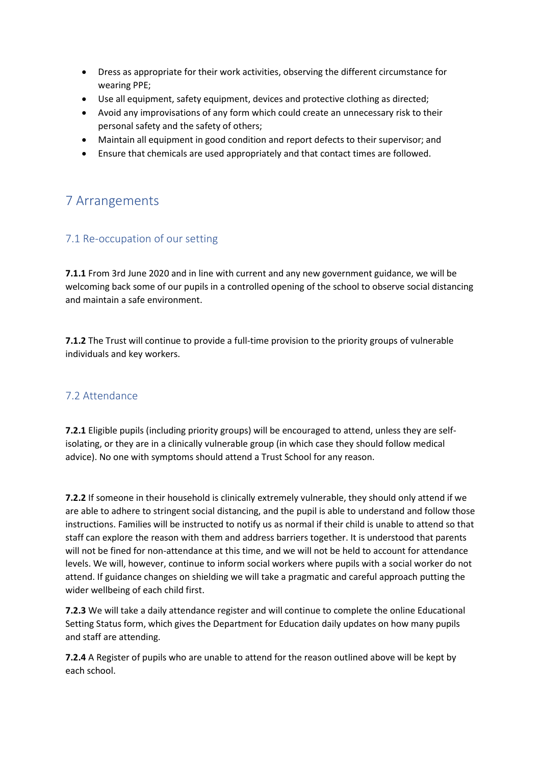- Dress as appropriate for their work activities, observing the different circumstance for wearing PPE;
- Use all equipment, safety equipment, devices and protective clothing as directed;
- Avoid any improvisations of any form which could create an unnecessary risk to their personal safety and the safety of others;
- Maintain all equipment in good condition and report defects to their supervisor; and
- Ensure that chemicals are used appropriately and that contact times are followed.

# 7 Arrangements

## 7.1 Re-occupation of our setting

**7.1.1** From 3rd June 2020 and in line with current and any new government guidance, we will be welcoming back some of our pupils in a controlled opening of the school to observe social distancing and maintain a safe environment.

**7.1.2** The Trust will continue to provide a full-time provision to the priority groups of vulnerable individuals and key workers.

## 7.2 Attendance

**7.2.1** Eligible pupils (including priority groups) will be encouraged to attend, unless they are self-isolating, or they are in a clinically vulnerable group (in which case they should follow medical advice). No one with symptoms should attend a Trust School for any reason.

**7.2.2** If someone in their household is clinically extremely vulnerable, they should only attend if we are able to adhere to stringent social distancing, and the pupil is able to understand and follow those instructions. Families will be instructed to notify us as normal if their child is unable to attend so that staff can explore the reason with them and address barriers together. It is understood that parents will not be fined for non-attendance at this time, and we will not be held to account for attendance levels. We will, however, continue to inform social workers where pupils with a social worker do not attend. If guidance changes on shielding we will take a pragmatic and careful approach putting the wider wellbeing of each child first.

**7.2.3** We will take a daily attendance register and will continue to complete the online Educational Setting Status form, which gives the Department for Education daily updates on how many pupils and staff are attending.

**7.2.4** A Register of pupils who are unable to attend for the reason outlined above will be kept by each school.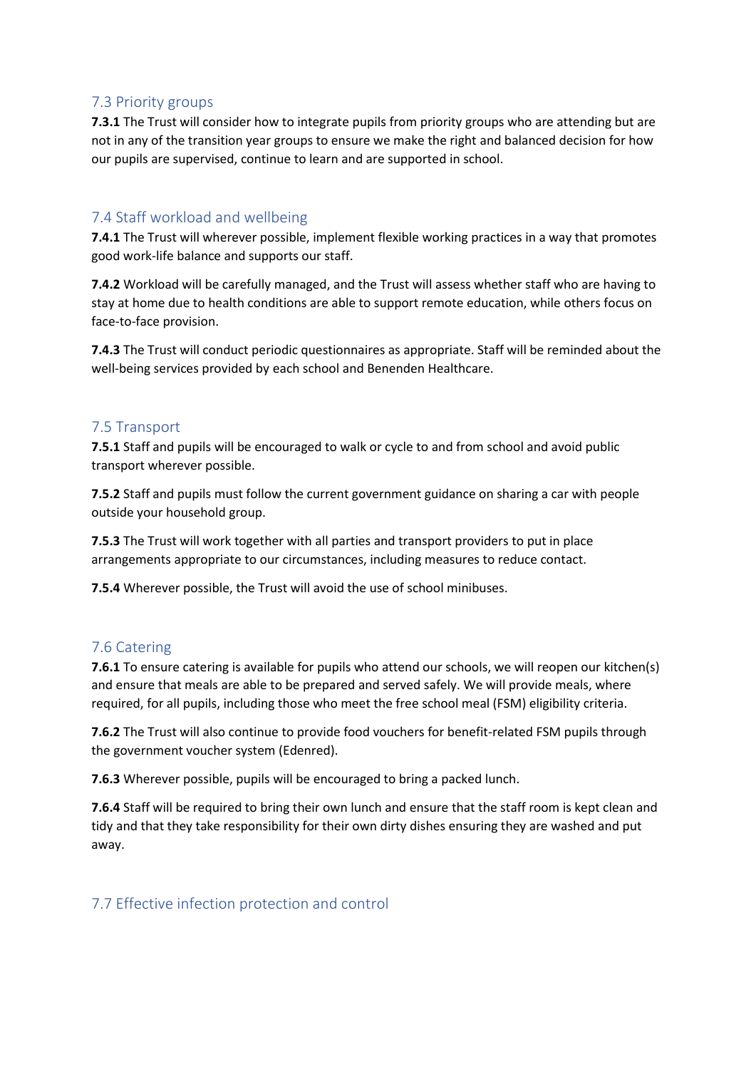## 7.3 Priority groups

**7.3.1** The Trust will consider how to integrate pupils from priority groups who are attending but are not in any of the transition year groups to ensure we make the right and balanced decision for how our pupils are supervised, continue to learn and are supported in school.

## 7.4 Staff workload and wellbeing

**7.4.1** The Trust will wherever possible, implement flexible working practices in a way that promotes good work-life balance and supports our staff.

**7.4.2** Workload will be carefully managed, and the Trust will assess whether staff who are having to stay at home due to health conditions are able to support remote education, while others focus on face-to-face provision.

**7.4.3** The Trust will conduct periodic questionnaires as appropriate. Staff will be reminded about the well-being services provided by each school and Benenden Healthcare.

## 7.5 Transport

**7.5.1** Staff and pupils will be encouraged to walk or cycle to and from school and avoid public transport wherever possible.

**7.5.2** Staff and pupils must follow the current government guidance on sharing a car with people outside your household group.

**7.5.3** The Trust will work together with all parties and transport providers to put in place arrangements appropriate to our circumstances, including measures to reduce contact.

**7.5.4** Wherever possible, the Trust will avoid the use of school minibuses.

## 7.6 Catering

**7.6.1** To ensure catering is available for pupils who attend our schools, we will reopen our kitchen(s) and ensure that meals are able to be prepared and served safely. We will provide meals, where required, for all pupils, including those who meet the free school meal (FSM) eligibility criteria.

**7.6.2** The Trust will also continue to provide food vouchers for benefit-related FSM pupils through the government voucher system (Edenred).

**7.6.3** Wherever possible, pupils will be encouraged to bring a packed lunch.

**7.6.4** Staff will be required to bring their own lunch and ensure that the staff room is kept clean and tidy and that they take responsibility for their own dirty dishes ensuring they are washed and put away.

## 7.7 Effective infection protection and control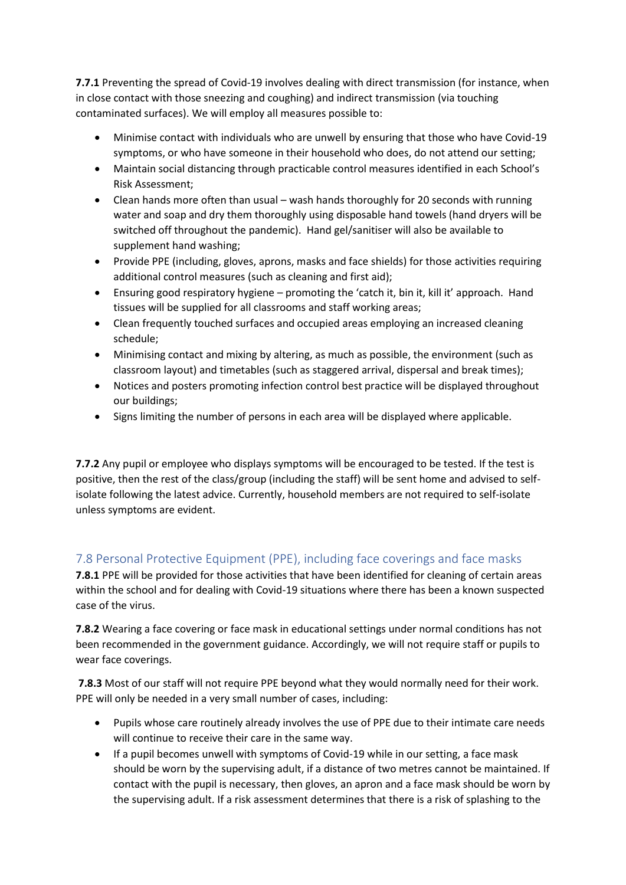**7.7.1** Preventing the spread of Covid-19 involves dealing with direct transmission (for instance, when in close contact with those sneezing and coughing) and indirect transmission (via touching contaminated surfaces). We will employ all measures possible to:

- Minimise contact with individuals who are unwell by ensuring that those who have Covid-19 symptoms, or who have someone in their household who does, do not attend our setting;
- Maintain social distancing through practicable control measures identified in each School's Risk Assessment;
- Clean hands more often than usual – wash hands thoroughly for 20 seconds with running water and soap and dry them thoroughly using disposable hand towels (hand dryers will be switched off throughout the pandemic). Hand gel/sanitiser will also be available to supplement hand washing;
- Provide PPE (including, gloves, aprons, masks and face shields) for those activities requiring additional control measures (such as cleaning and first aid);
- Ensuring good respiratory hygiene – promoting the 'catch it, bin it, kill it' approach. Hand tissues will be supplied for all classrooms and staff working areas;
- Clean frequently touched surfaces and occupied areas employing an increased cleaning schedule;
- Minimising contact and mixing by altering, as much as possible, the environment (such as classroom layout) and timetables (such as staggered arrival, dispersal and break times);
- Notices and posters promoting infection control best practice will be displayed throughout our buildings;
- Signs limiting the number of persons in each area will be displayed where applicable.

**7.7.2** Any pupil or employee who displays symptoms will be encouraged to be tested. If the test is positive, then the rest of the class/group (including the staff) will be sent home and advised to self-isolate following the latest advice. Currently, household members are not required to self-isolate unless symptoms are evident.

## 7.8 Personal Protective Equipment (PPE), including face coverings and face masks

**7.8.1** PPE will be provided for those activities that have been identified for cleaning of certain areas within the school and for dealing with Covid-19 situations where there has been a known suspected case of the virus.

**7.8.2** Wearing a face covering or face mask in educational settings under normal conditions has not been recommended in the government guidance. Accordingly, we will not require staff or pupils to wear face coverings.

**7.8.3** Most of our staff will not require PPE beyond what they would normally need for their work. PPE will only be needed in a very small number of cases, including:

- Pupils whose care routinely already involves the use of PPE due to their intimate care needs will continue to receive their care in the same way.
- If a pupil becomes unwell with symptoms of Covid-19 while in our setting, a face mask should be worn by the supervising adult, if a distance of two metres cannot be maintained. If contact with the pupil is necessary, then gloves, an apron and a face mask should be worn by the supervising adult. If a risk assessment determines that there is a risk of splashing to the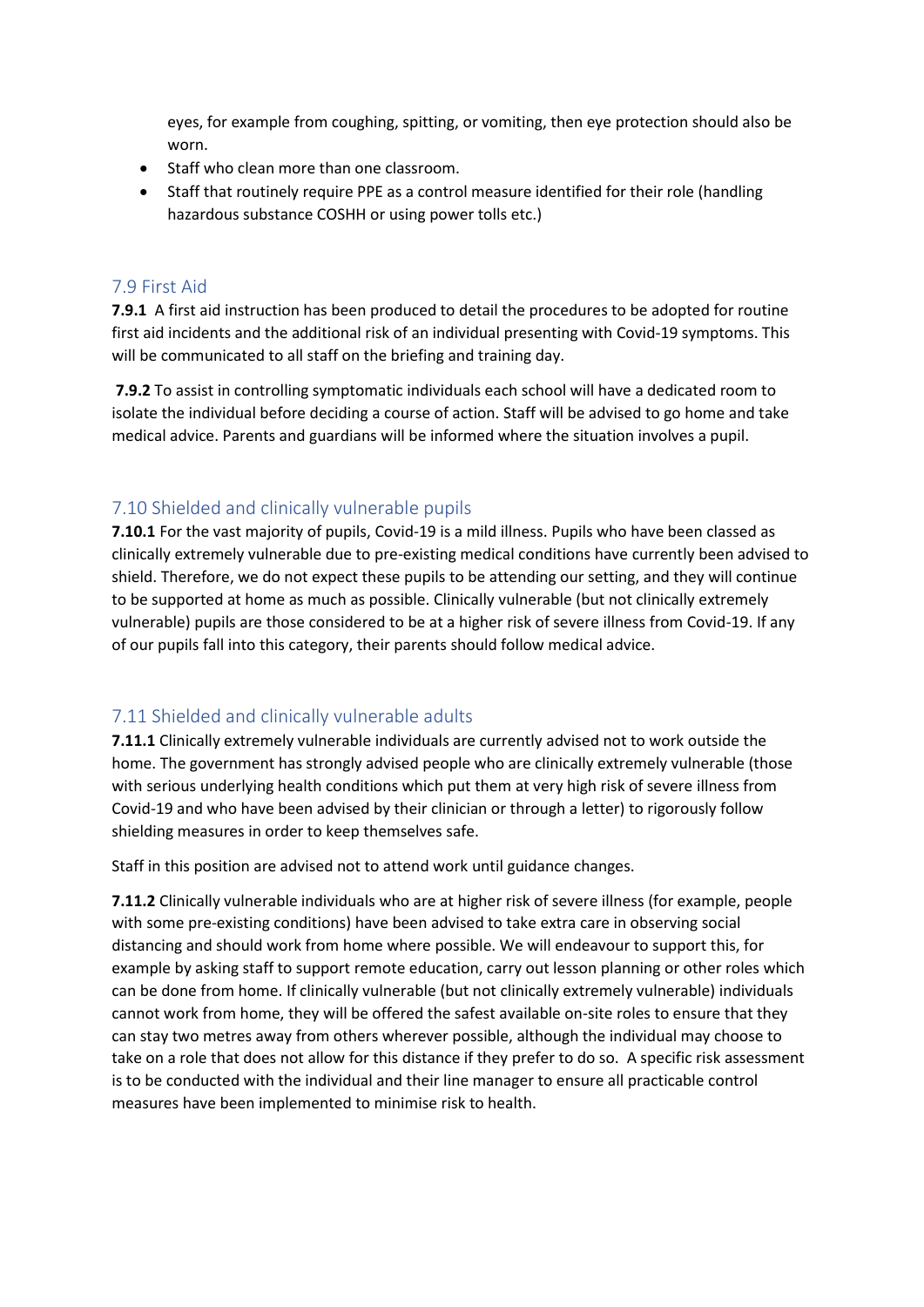eyes, for example from coughing, spitting, or vomiting, then eye protection should also be worn.

- Staff who clean more than one classroom.
- Staff that routinely require PPE as a control measure identified for their role (handling hazardous substance COSHH or using power tolls etc.)

## 7.9 First Aid

**7.9.1** A first aid instruction has been produced to detail the procedures to be adopted for routine first aid incidents and the additional risk of an individual presenting with Covid-19 symptoms. This will be communicated to all staff on the briefing and training day.

**7.9.2** To assist in controlling symptomatic individuals each school will have a dedicated room to isolate the individual before deciding a course of action. Staff will be advised to go home and take medical advice. Parents and guardians will be informed where the situation involves a pupil.

## 7.10 Shielded and clinically vulnerable pupils

**7.10.1** For the vast majority of pupils, Covid-19 is a mild illness. Pupils who have been classed as clinically extremely vulnerable due to pre-existing medical conditions have currently been advised to shield. Therefore, we do not expect these pupils to be attending our setting, and they will continue to be supported at home as much as possible. Clinically vulnerable (but not clinically extremely vulnerable) pupils are those considered to be at a higher risk of severe illness from Covid-19. If any of our pupils fall into this category, their parents should follow medical advice.

## 7.11 Shielded and clinically vulnerable adults

**7.11.1** Clinically extremely vulnerable individuals are currently advised not to work outside the home. The government has strongly advised people who are clinically extremely vulnerable (those with serious underlying health conditions which put them at very high risk of severe illness from Covid-19 and who have been advised by their clinician or through a letter) to rigorously follow shielding measures in order to keep themselves safe.

Staff in this position are advised not to attend work until guidance changes.

**7.11.2** Clinically vulnerable individuals who are at higher risk of severe illness (for example, people with some pre-existing conditions) have been advised to take extra care in observing social distancing and should work from home where possible. We will endeavour to support this, for example by asking staff to support remote education, carry out lesson planning or other roles which can be done from home. If clinically vulnerable (but not clinically extremely vulnerable) individuals cannot work from home, they will be offered the safest available on-site roles to ensure that they can stay two metres away from others wherever possible, although the individual may choose to take on a role that does not allow for this distance if they prefer to do so. A specific risk assessment is to be conducted with the individual and their line manager to ensure all practicable control measures have been implemented to minimise risk to health.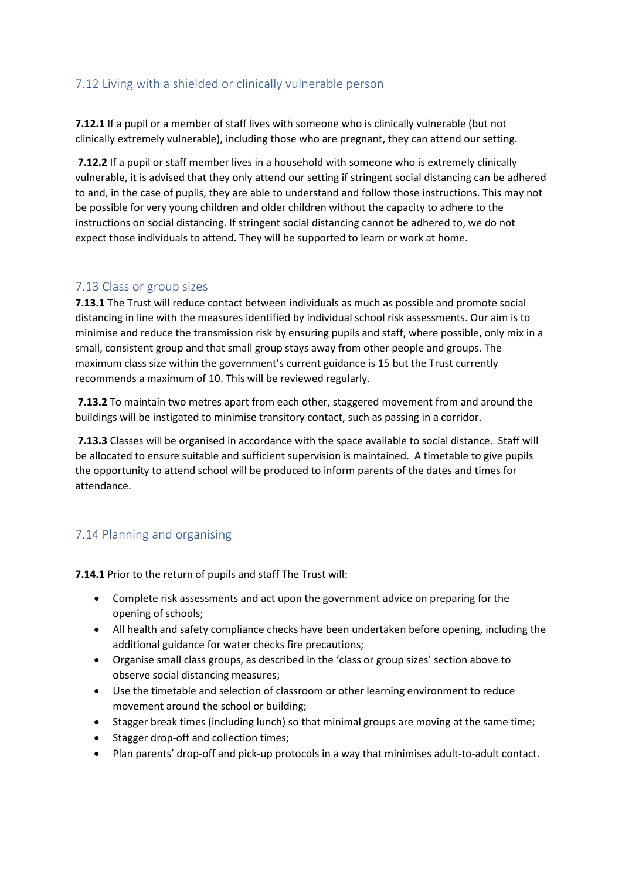## 7.12 Living with a shielded or clinically vulnerable person

**7.12.1** If a pupil or a member of staff lives with someone who is clinically vulnerable (but not clinically extremely vulnerable), including those who are pregnant, they can attend our setting.

**7.12.2** If a pupil or staff member lives in a household with someone who is extremely clinically vulnerable, it is advised that they only attend our setting if stringent social distancing can be adhered to and, in the case of pupils, they are able to understand and follow those instructions. This may not be possible for very young children and older children without the capacity to adhere to the instructions on social distancing. If stringent social distancing cannot be adhered to, we do not expect those individuals to attend. They will be supported to learn or work at home.

## 7.13 Class or group sizes

**7.13.1** The Trust will reduce contact between individuals as much as possible and promote social distancing in line with the measures identified by individual school risk assessments. Our aim is to minimise and reduce the transmission risk by ensuring pupils and staff, where possible, only mix in a small, consistent group and that small group stays away from other people and groups. The maximum class size within the government's current guidance is 15 but the Trust currently recommends a maximum of 10. This will be reviewed regularly.

**7.13.2** To maintain two metres apart from each other, staggered movement from and around the buildings will be instigated to minimise transitory contact, such as passing in a corridor.

**7.13.3** Classes will be organised in accordance with the space available to social distance. Staff will be allocated to ensure suitable and sufficient supervision is maintained. A timetable to give pupils the opportunity to attend school will be produced to inform parents of the dates and times for attendance.

## 7.14 Planning and organising

**7.14.1** Prior to the return of pupils and staff The Trust will:

- Complete risk assessments and act upon the government advice on preparing for the opening of schools;
- All health and safety compliance checks have been undertaken before opening, including the additional guidance for water checks fire precautions;
- Organise small class groups, as described in the 'class or group sizes' section above to observe social distancing measures;
- Use the timetable and selection of classroom or other learning environment to reduce movement around the school or building;
- Stagger break times (including lunch) so that minimal groups are moving at the same time;
- Stagger drop-off and collection times;
- Plan parents' drop-off and pick-up protocols in a way that minimises adult-to-adult contact.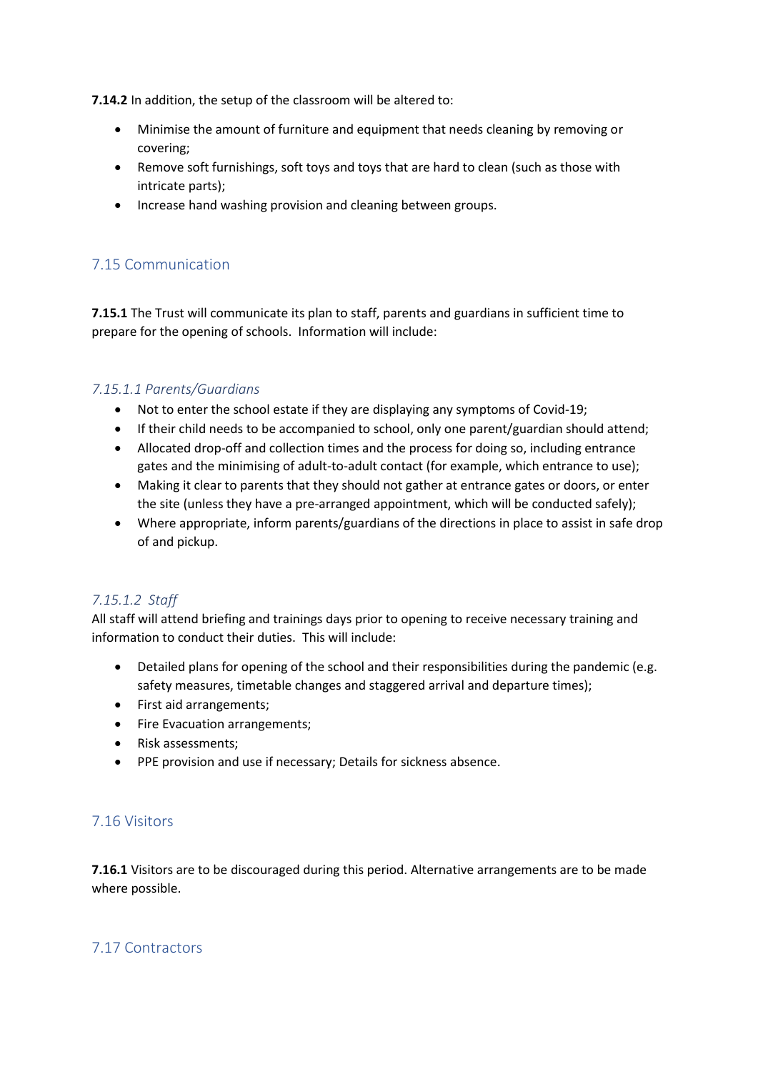**7.14.2** In addition, the setup of the classroom will be altered to:

- Minimise the amount of furniture and equipment that needs cleaning by removing or covering;
- Remove soft furnishings, soft toys and toys that are hard to clean (such as those with intricate parts);
- Increase hand washing provision and cleaning between groups.

## 7.15 Communication

**7.15.1** The Trust will communicate its plan to staff, parents and guardians in sufficient time to prepare for the opening of schools. Information will include:

### *7.15.1.1 Parents/Guardians*

- Not to enter the school estate if they are displaying any symptoms of Covid-19;
- If their child needs to be accompanied to school, only one parent/guardian should attend;
- Allocated drop-off and collection times and the process for doing so, including entrance gates and the minimising of adult-to-adult contact (for example, which entrance to use);
- Making it clear to parents that they should not gather at entrance gates or doors, or enter the site (unless they have a pre-arranged appointment, which will be conducted safely);
- Where appropriate, inform parents/guardians of the directions in place to assist in safe drop of and pickup.

### *7.15.1.2 Staff*

All staff will attend briefing and trainings days prior to opening to receive necessary training and information to conduct their duties. This will include:

- Detailed plans for opening of the school and their responsibilities during the pandemic (e.g. safety measures, timetable changes and staggered arrival and departure times);
- First aid arrangements;
- Fire Evacuation arrangements;
- Risk assessments;
- PPE provision and use if necessary; Details for sickness absence.

## 7.16 Visitors

**7.16.1** Visitors are to be discouraged during this period. Alternative arrangements are to be made where possible.

## 7.17 Contractors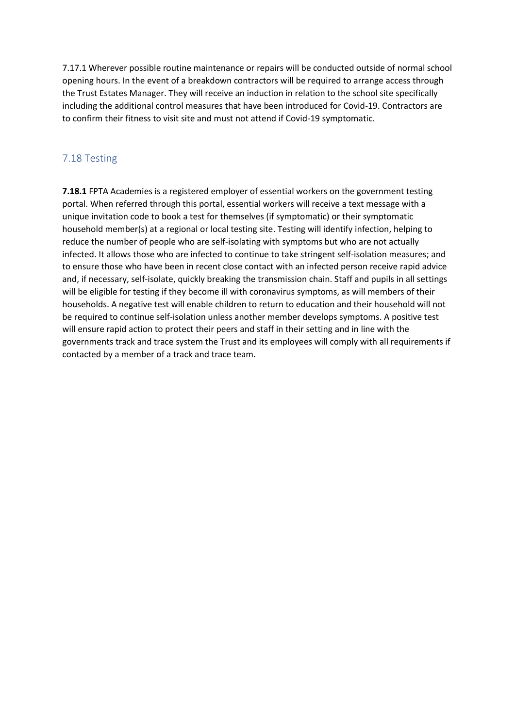7.17.1 Wherever possible routine maintenance or repairs will be conducted outside of normal school opening hours. In the event of a breakdown contractors will be required to arrange access through the Trust Estates Manager. They will receive an induction in relation to the school site specifically including the additional control measures that have been introduced for Covid-19. Contractors are to confirm their fitness to visit site and must not attend if Covid-19 symptomatic.

## 7.18 Testing

**7.18.1** FPTA Academies is a registered employer of essential workers on the government testing portal. When referred through this portal, essential workers will receive a text message with a unique invitation code to book a test for themselves (if symptomatic) or their symptomatic household member(s) at a regional or local testing site. Testing will identify infection, helping to reduce the number of people who are self-isolating with symptoms but who are not actually infected. It allows those who are infected to continue to take stringent self-isolation measures; and to ensure those who have been in recent close contact with an infected person receive rapid advice and, if necessary, self-isolate, quickly breaking the transmission chain. Staff and pupils in all settings will be eligible for testing if they become ill with coronavirus symptoms, as will members of their households. A negative test will enable children to return to education and their household will not be required to continue self-isolation unless another member develops symptoms. A positive test will ensure rapid action to protect their peers and staff in their setting and in line with the governments track and trace system the Trust and its employees will comply with all requirements if contacted by a member of a track and trace team.